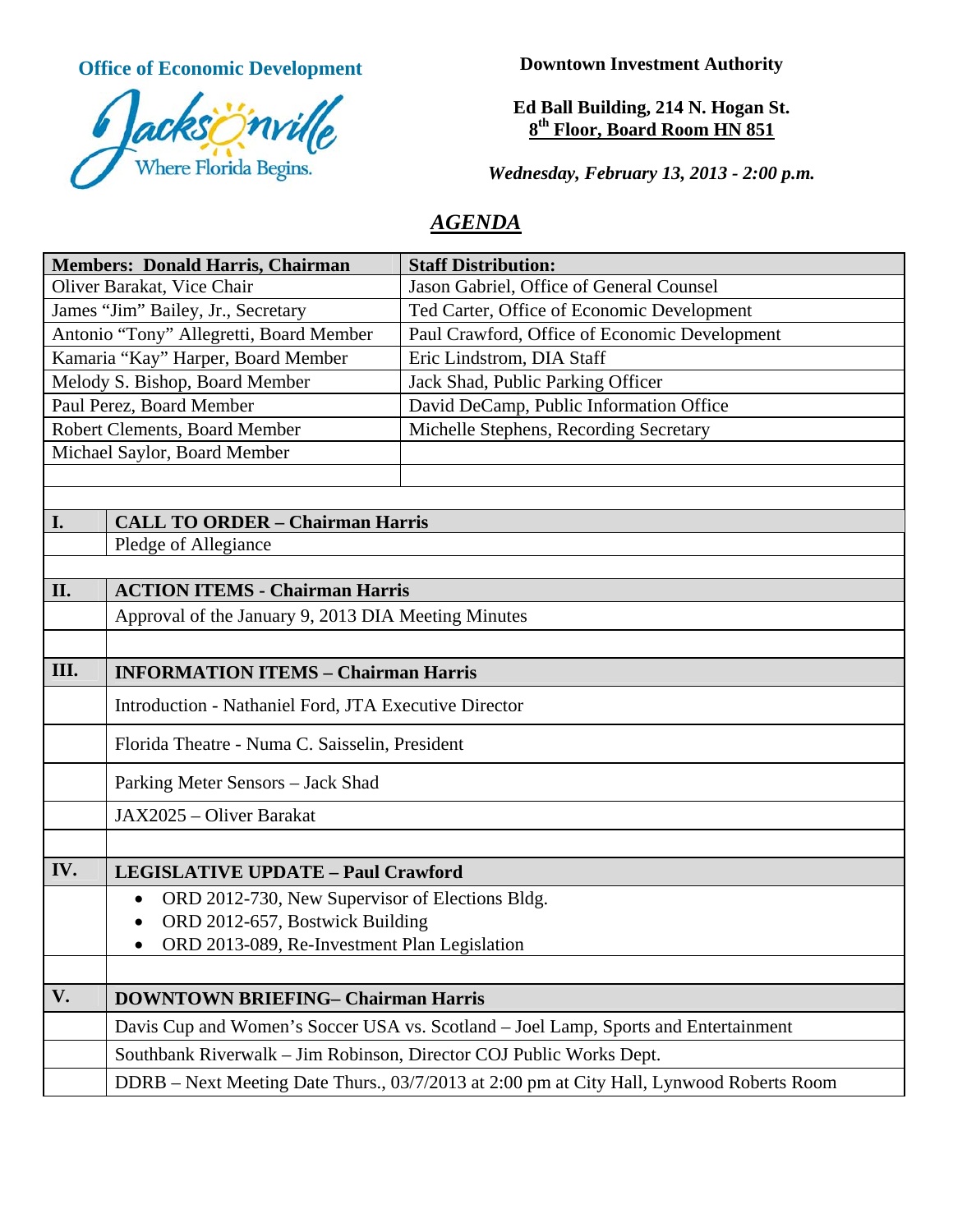**Office of Economic Development**

Jacksonville
Where Florida Begins.

**Downtown Investment Authority**

**Ed Ball Building, 214 N. Hogan St.**
**8th Floor, Board Room HN 851**

***Wednesday, February 13, 2013 - 2:00 p.m.***

# ***AGENDA***

| **Members: Donald Harris, Chairman** | **Staff Distribution:** |
|---|---|
| Oliver Barakat, Vice Chair | Jason Gabriel, Office of General Counsel |
| James "Jim" Bailey, Jr., Secretary | Ted Carter, Office of Economic Development |
| Antonio "Tony" Allegretti, Board Member | Paul Crawford, Office of Economic Development |
| Kamaria "Kay" Harper, Board Member | Eric Lindstrom, DIA Staff |
| Melody S. Bishop, Board Member | Jack Shad, Public Parking Officer |
| Paul Perez, Board Member | David DeCamp, Public Information Office |
| Robert Clements, Board Member | Michelle Stephens, Recording Secretary |
| Michael Saylor, Board Member | |

| | |
|---|---|
| **I.** | **CALL TO ORDER – Chairman Harris** |
| | Pledge of Allegiance |
| | |
| **II.** | **ACTION ITEMS - Chairman Harris** |
| | Approval of the January 9, 2013 DIA Meeting Minutes |
| | |
| **III.** | **INFORMATION ITEMS – Chairman Harris** |
| | Introduction - Nathaniel Ford, JTA Executive Director |
| | Florida Theatre - Numa C. Saisselin, President |
| | Parking Meter Sensors – Jack Shad |
| | JAX2025 – Oliver Barakat |
| | |
| **IV.** | **LEGISLATIVE UPDATE – Paul Crawford** |
| | • ORD 2012-730, New Supervisor of Elections Bldg.<br>• ORD 2012-657, Bostwick Building<br>• ORD 2013-089, Re-Investment Plan Legislation |
| | |
| **V.** | **DOWNTOWN BRIEFING– Chairman Harris** |
| | Davis Cup and Women's Soccer USA vs. Scotland – Joel Lamp, Sports and Entertainment |
| | Southbank Riverwalk – Jim Robinson, Director COJ Public Works Dept. |
| | DDRB – Next Meeting Date Thurs., 03/7/2013 at 2:00 pm at City Hall, Lynwood Roberts Room |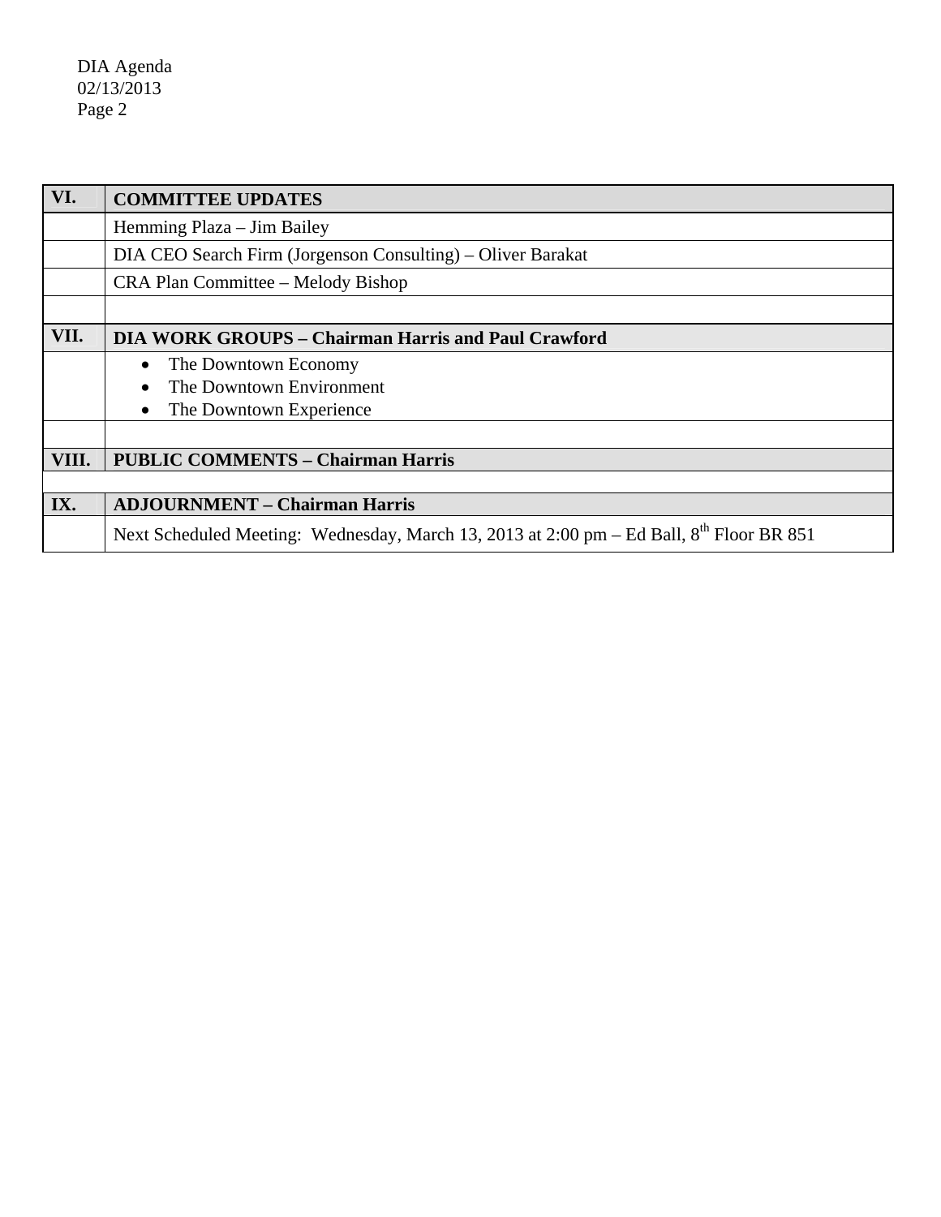DIA Agenda
02/13/2013
Page 2

| VI. | **COMMITTEE UPDATES** |
|---|---|
| | Hemming Plaza – Jim Bailey |
| | DIA CEO Search Firm (Jorgenson Consulting) – Oliver Barakat |
| | CRA Plan Committee – Melody Bishop |
| | |
| **VII.** | **DIA WORK GROUPS – Chairman Harris and Paul Crawford** |
| | • The Downtown Economy<br>• The Downtown Environment<br>• The Downtown Experience |
| | |
| **VIII.** | **PUBLIC COMMENTS – Chairman Harris** |
| | |
| **IX.** | **ADJOURNMENT – Chairman Harris** |
| | Next Scheduled Meeting: Wednesday, March 13, 2013 at 2:00 pm – Ed Ball, 8th Floor BR 851 |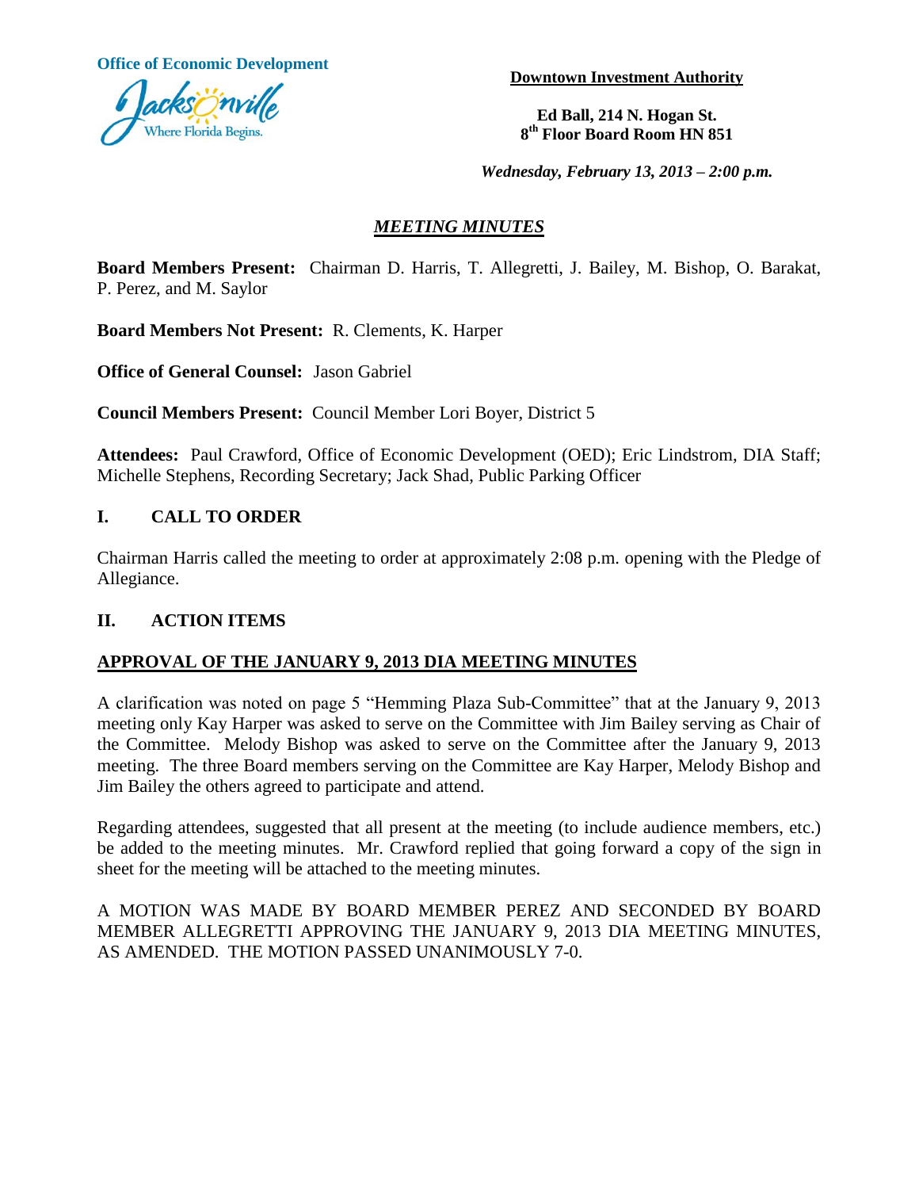**Office of Economic Development**

Jacksonville — Where Florida Begins.

**Downtown Investment Authority**

**Ed Ball, 214 N. Hogan St.**
**8th Floor Board Room HN 851**

***Wednesday, February 13, 2013 – 2:00 p.m.***

## ***MEETING MINUTES***

**Board Members Present:** Chairman D. Harris, T. Allegretti, J. Bailey, M. Bishop, O. Barakat, P. Perez, and M. Saylor

**Board Members Not Present:** R. Clements, K. Harper

**Office of General Counsel:** Jason Gabriel

**Council Members Present:** Council Member Lori Boyer, District 5

**Attendees:** Paul Crawford, Office of Economic Development (OED); Eric Lindstrom, DIA Staff; Michelle Stephens, Recording Secretary; Jack Shad, Public Parking Officer

## I. CALL TO ORDER

Chairman Harris called the meeting to order at approximately 2:08 p.m. opening with the Pledge of Allegiance.

## II. ACTION ITEMS

### APPROVAL OF THE JANUARY 9, 2013 DIA MEETING MINUTES

A clarification was noted on page 5 "Hemming Plaza Sub-Committee" that at the January 9, 2013 meeting only Kay Harper was asked to serve on the Committee with Jim Bailey serving as Chair of the Committee. Melody Bishop was asked to serve on the Committee after the January 9, 2013 meeting. The three Board members serving on the Committee are Kay Harper, Melody Bishop and Jim Bailey the others agreed to participate and attend.

Regarding attendees, suggested that all present at the meeting (to include audience members, etc.) be added to the meeting minutes. Mr. Crawford replied that going forward a copy of the sign in sheet for the meeting will be attached to the meeting minutes.

A MOTION WAS MADE BY BOARD MEMBER PEREZ AND SECONDED BY BOARD MEMBER ALLEGRETTI APPROVING THE JANUARY 9, 2013 DIA MEETING MINUTES, AS AMENDED. THE MOTION PASSED UNANIMOUSLY 7-0.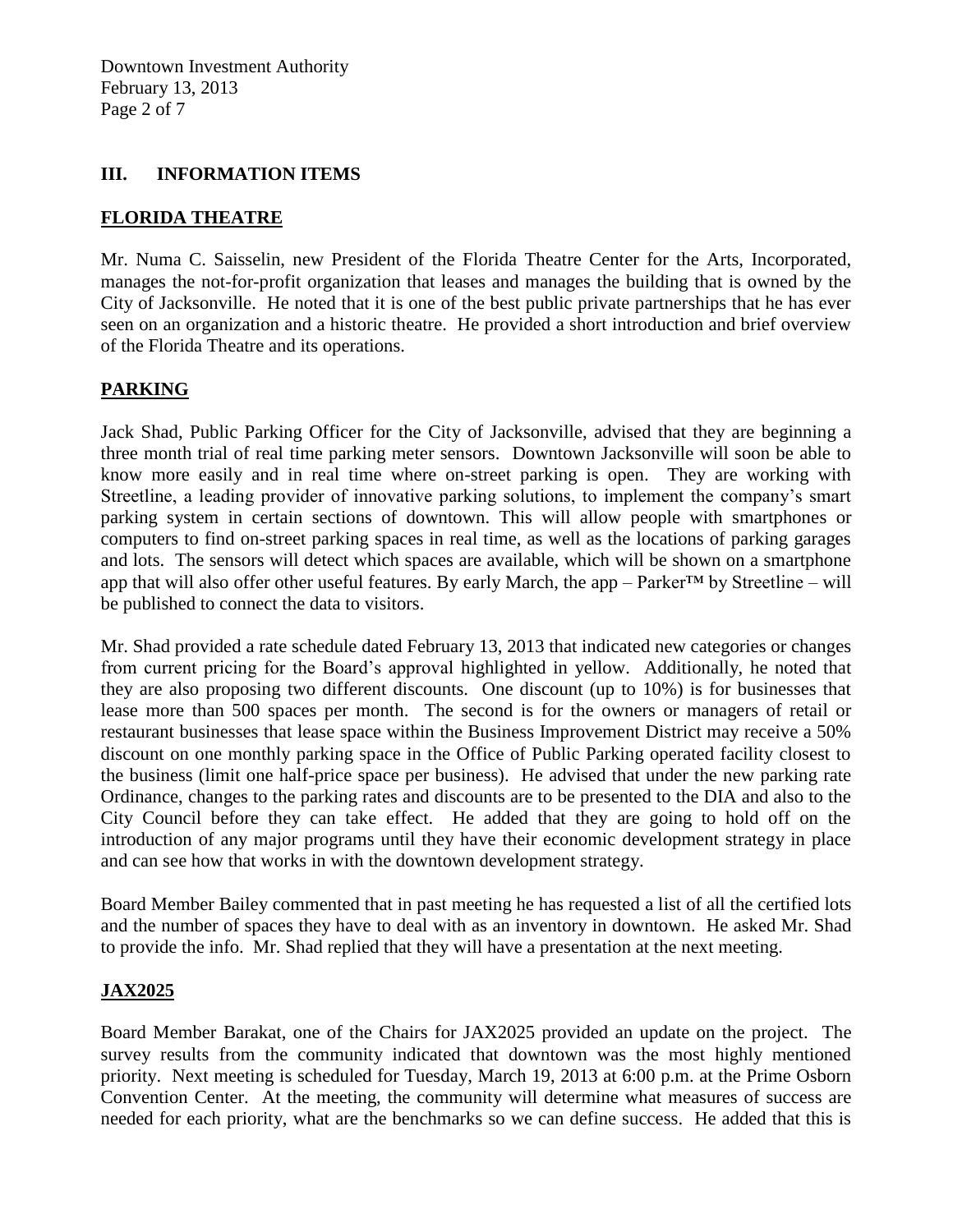## III. INFORMATION ITEMS

### FLORIDA THEATRE

Mr. Numa C. Saisselin, new President of the Florida Theatre Center for the Arts, Incorporated, manages the not-for-profit organization that leases and manages the building that is owned by the City of Jacksonville. He noted that it is one of the best public private partnerships that he has ever seen on an organization and a historic theatre. He provided a short introduction and brief overview of the Florida Theatre and its operations.

### PARKING

Jack Shad, Public Parking Officer for the City of Jacksonville, advised that they are beginning a three month trial of real time parking meter sensors. Downtown Jacksonville will soon be able to know more easily and in real time where on-street parking is open. They are working with Streetline, a leading provider of innovative parking solutions, to implement the company's smart parking system in certain sections of downtown. This will allow people with smartphones or computers to find on-street parking spaces in real time, as well as the locations of parking garages and lots. The sensors will detect which spaces are available, which will be shown on a smartphone app that will also offer other useful features. By early March, the app – Parker™ by Streetline – will be published to connect the data to visitors.

Mr. Shad provided a rate schedule dated February 13, 2013 that indicated new categories or changes from current pricing for the Board's approval highlighted in yellow. Additionally, he noted that they are also proposing two different discounts. One discount (up to 10%) is for businesses that lease more than 500 spaces per month. The second is for the owners or managers of retail or restaurant businesses that lease space within the Business Improvement District may receive a 50% discount on one monthly parking space in the Office of Public Parking operated facility closest to the business (limit one half-price space per business). He advised that under the new parking rate Ordinance, changes to the parking rates and discounts are to be presented to the DIA and also to the City Council before they can take effect. He added that they are going to hold off on the introduction of any major programs until they have their economic development strategy in place and can see how that works in with the downtown development strategy.

Board Member Bailey commented that in past meeting he has requested a list of all the certified lots and the number of spaces they have to deal with as an inventory in downtown. He asked Mr. Shad to provide the info. Mr. Shad replied that they will have a presentation at the next meeting.

### JAX2025

Board Member Barakat, one of the Chairs for JAX2025 provided an update on the project. The survey results from the community indicated that downtown was the most highly mentioned priority. Next meeting is scheduled for Tuesday, March 19, 2013 at 6:00 p.m. at the Prime Osborn Convention Center. At the meeting, the community will determine what measures of success are needed for each priority, what are the benchmarks so we can define success. He added that this is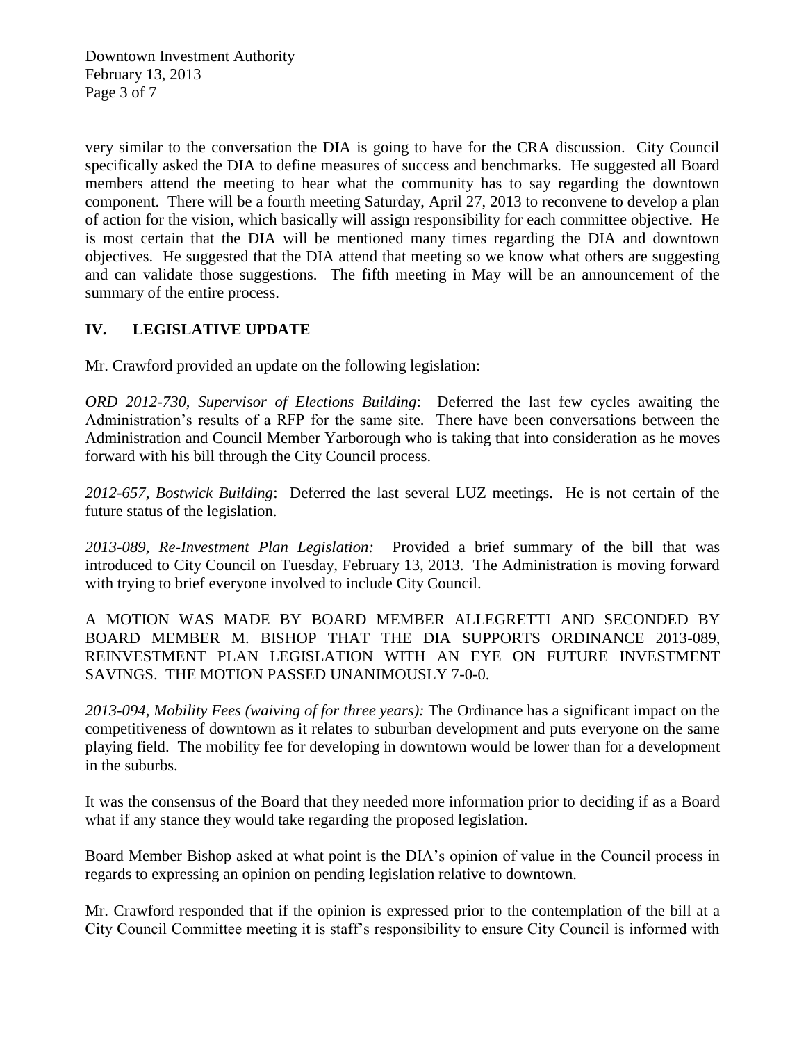very similar to the conversation the DIA is going to have for the CRA discussion. City Council specifically asked the DIA to define measures of success and benchmarks. He suggested all Board members attend the meeting to hear what the community has to say regarding the downtown component. There will be a fourth meeting Saturday, April 27, 2013 to reconvene to develop a plan of action for the vision, which basically will assign responsibility for each committee objective. He is most certain that the DIA will be mentioned many times regarding the DIA and downtown objectives. He suggested that the DIA attend that meeting so we know what others are suggesting and can validate those suggestions. The fifth meeting in May will be an announcement of the summary of the entire process.

## IV. LEGISLATIVE UPDATE

Mr. Crawford provided an update on the following legislation:

*ORD 2012-730, Supervisor of Elections Building*: Deferred the last few cycles awaiting the Administration's results of a RFP for the same site. There have been conversations between the Administration and Council Member Yarborough who is taking that into consideration as he moves forward with his bill through the City Council process.

*2012-657, Bostwick Building*: Deferred the last several LUZ meetings. He is not certain of the future status of the legislation.

*2013-089, Re-Investment Plan Legislation:* Provided a brief summary of the bill that was introduced to City Council on Tuesday, February 13, 2013. The Administration is moving forward with trying to brief everyone involved to include City Council.

A MOTION WAS MADE BY BOARD MEMBER ALLEGRETTI AND SECONDED BY BOARD MEMBER M. BISHOP THAT THE DIA SUPPORTS ORDINANCE 2013-089, REINVESTMENT PLAN LEGISLATION WITH AN EYE ON FUTURE INVESTMENT SAVINGS. THE MOTION PASSED UNANIMOUSLY 7-0-0.

*2013-094, Mobility Fees (waiving of for three years):* The Ordinance has a significant impact on the competitiveness of downtown as it relates to suburban development and puts everyone on the same playing field. The mobility fee for developing in downtown would be lower than for a development in the suburbs.

It was the consensus of the Board that they needed more information prior to deciding if as a Board what if any stance they would take regarding the proposed legislation.

Board Member Bishop asked at what point is the DIA's opinion of value in the Council process in regards to expressing an opinion on pending legislation relative to downtown.

Mr. Crawford responded that if the opinion is expressed prior to the contemplation of the bill at a City Council Committee meeting it is staff's responsibility to ensure City Council is informed with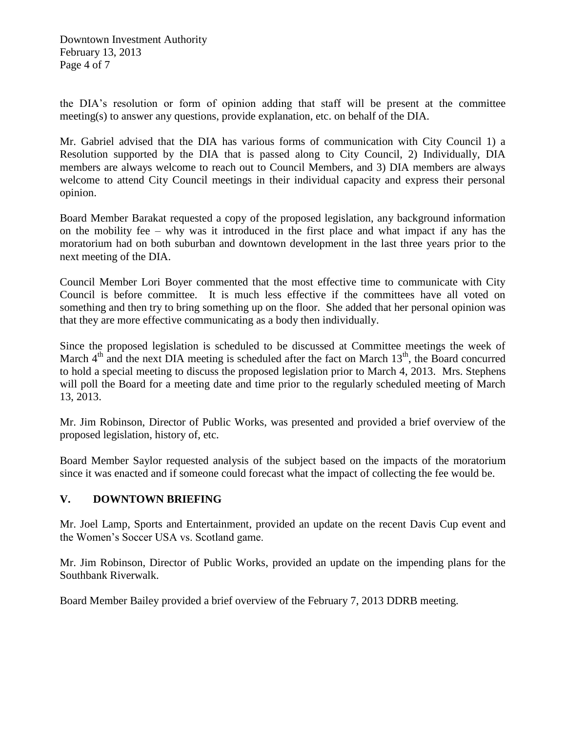the DIA's resolution or form of opinion adding that staff will be present at the committee meeting(s) to answer any questions, provide explanation, etc. on behalf of the DIA.

Mr. Gabriel advised that the DIA has various forms of communication with City Council 1) a Resolution supported by the DIA that is passed along to City Council, 2) Individually, DIA members are always welcome to reach out to Council Members, and 3) DIA members are always welcome to attend City Council meetings in their individual capacity and express their personal opinion.

Board Member Barakat requested a copy of the proposed legislation, any background information on the mobility fee – why was it introduced in the first place and what impact if any has the moratorium had on both suburban and downtown development in the last three years prior to the next meeting of the DIA.

Council Member Lori Boyer commented that the most effective time to communicate with City Council is before committee. It is much less effective if the committees have all voted on something and then try to bring something up on the floor. She added that her personal opinion was that they are more effective communicating as a body then individually.

Since the proposed legislation is scheduled to be discussed at Committee meetings the week of March 4th and the next DIA meeting is scheduled after the fact on March 13th, the Board concurred to hold a special meeting to discuss the proposed legislation prior to March 4, 2013. Mrs. Stephens will poll the Board for a meeting date and time prior to the regularly scheduled meeting of March 13, 2013.

Mr. Jim Robinson, Director of Public Works, was presented and provided a brief overview of the proposed legislation, history of, etc.

Board Member Saylor requested analysis of the subject based on the impacts of the moratorium since it was enacted and if someone could forecast what the impact of collecting the fee would be.

## V. DOWNTOWN BRIEFING

Mr. Joel Lamp, Sports and Entertainment, provided an update on the recent Davis Cup event and the Women's Soccer USA vs. Scotland game.

Mr. Jim Robinson, Director of Public Works, provided an update on the impending plans for the Southbank Riverwalk.

Board Member Bailey provided a brief overview of the February 7, 2013 DDRB meeting.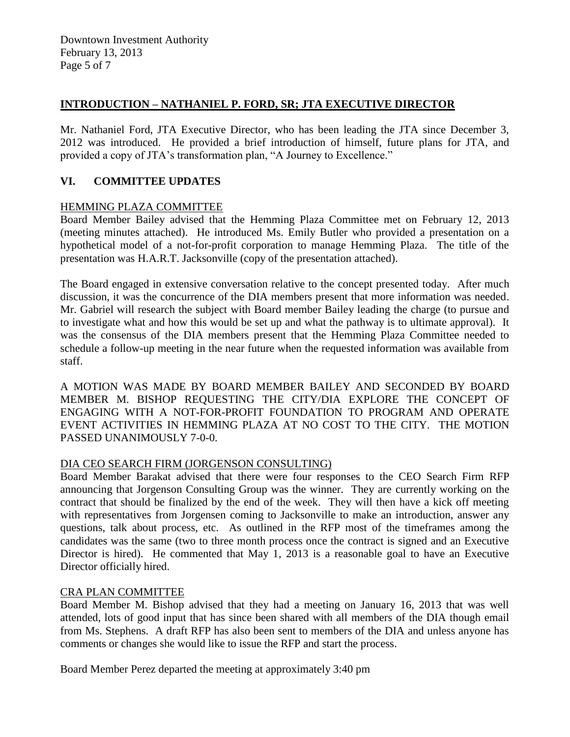## INTRODUCTION – NATHANIEL P. FORD, SR; JTA EXECUTIVE DIRECTOR

Mr. Nathaniel Ford, JTA Executive Director, who has been leading the JTA since December 3, 2012 was introduced. He provided a brief introduction of himself, future plans for JTA, and provided a copy of JTA's transformation plan, "A Journey to Excellence."

## VI. COMMITTEE UPDATES

### HEMMING PLAZA COMMITTEE

Board Member Bailey advised that the Hemming Plaza Committee met on February 12, 2013 (meeting minutes attached). He introduced Ms. Emily Butler who provided a presentation on a hypothetical model of a not-for-profit corporation to manage Hemming Plaza. The title of the presentation was H.A.R.T. Jacksonville (copy of the presentation attached).

The Board engaged in extensive conversation relative to the concept presented today. After much discussion, it was the concurrence of the DIA members present that more information was needed. Mr. Gabriel will research the subject with Board member Bailey leading the charge (to pursue and to investigate what and how this would be set up and what the pathway is to ultimate approval). It was the consensus of the DIA members present that the Hemming Plaza Committee needed to schedule a follow-up meeting in the near future when the requested information was available from staff.

A MOTION WAS MADE BY BOARD MEMBER BAILEY AND SECONDED BY BOARD MEMBER M. BISHOP REQUESTING THE CITY/DIA EXPLORE THE CONCEPT OF ENGAGING WITH A NOT-FOR-PROFIT FOUNDATION TO PROGRAM AND OPERATE EVENT ACTIVITIES IN HEMMING PLAZA AT NO COST TO THE CITY. THE MOTION PASSED UNANIMOUSLY 7-0-0.

### DIA CEO SEARCH FIRM (JORGENSON CONSULTING)

Board Member Barakat advised that there were four responses to the CEO Search Firm RFP announcing that Jorgenson Consulting Group was the winner. They are currently working on the contract that should be finalized by the end of the week. They will then have a kick off meeting with representatives from Jorgensen coming to Jacksonville to make an introduction, answer any questions, talk about process, etc. As outlined in the RFP most of the timeframes among the candidates was the same (two to three month process once the contract is signed and an Executive Director is hired). He commented that May 1, 2013 is a reasonable goal to have an Executive Director officially hired.

### CRA PLAN COMMITTEE

Board Member M. Bishop advised that they had a meeting on January 16, 2013 that was well attended, lots of good input that has since been shared with all members of the DIA though email from Ms. Stephens. A draft RFP has also been sent to members of the DIA and unless anyone has comments or changes she would like to issue the RFP and start the process.

Board Member Perez departed the meeting at approximately 3:40 pm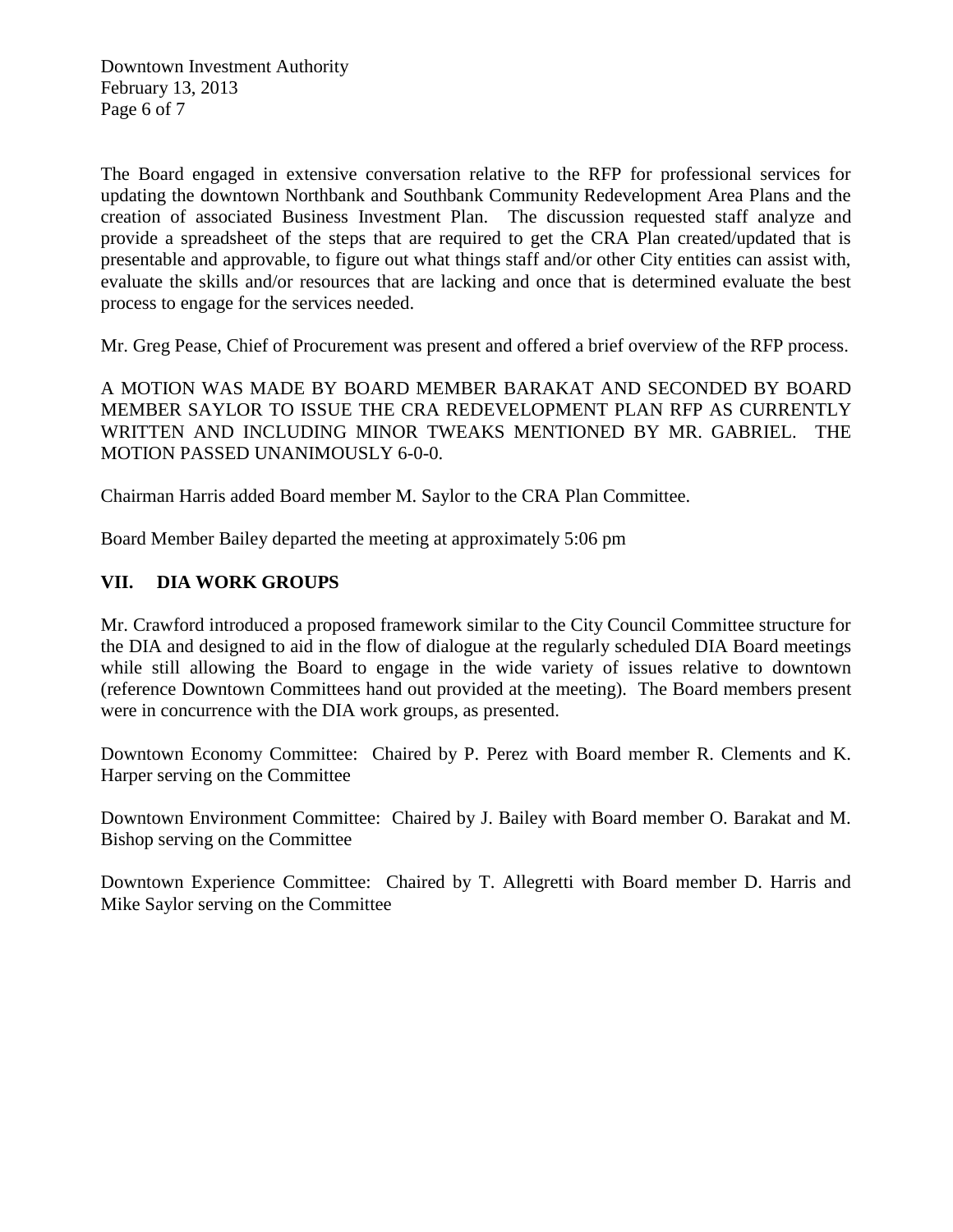The Board engaged in extensive conversation relative to the RFP for professional services for updating the downtown Northbank and Southbank Community Redevelopment Area Plans and the creation of associated Business Investment Plan. The discussion requested staff analyze and provide a spreadsheet of the steps that are required to get the CRA Plan created/updated that is presentable and approvable, to figure out what things staff and/or other City entities can assist with, evaluate the skills and/or resources that are lacking and once that is determined evaluate the best process to engage for the services needed.

Mr. Greg Pease, Chief of Procurement was present and offered a brief overview of the RFP process.

A MOTION WAS MADE BY BOARD MEMBER BARAKAT AND SECONDED BY BOARD MEMBER SAYLOR TO ISSUE THE CRA REDEVELOPMENT PLAN RFP AS CURRENTLY WRITTEN AND INCLUDING MINOR TWEAKS MENTIONED BY MR. GABRIEL. THE MOTION PASSED UNANIMOUSLY 6-0-0.

Chairman Harris added Board member M. Saylor to the CRA Plan Committee.

Board Member Bailey departed the meeting at approximately 5:06 pm

## VII. DIA WORK GROUPS

Mr. Crawford introduced a proposed framework similar to the City Council Committee structure for the DIA and designed to aid in the flow of dialogue at the regularly scheduled DIA Board meetings while still allowing the Board to engage in the wide variety of issues relative to downtown (reference Downtown Committees hand out provided at the meeting). The Board members present were in concurrence with the DIA work groups, as presented.

Downtown Economy Committee: Chaired by P. Perez with Board member R. Clements and K. Harper serving on the Committee

Downtown Environment Committee: Chaired by J. Bailey with Board member O. Barakat and M. Bishop serving on the Committee

Downtown Experience Committee: Chaired by T. Allegretti with Board member D. Harris and Mike Saylor serving on the Committee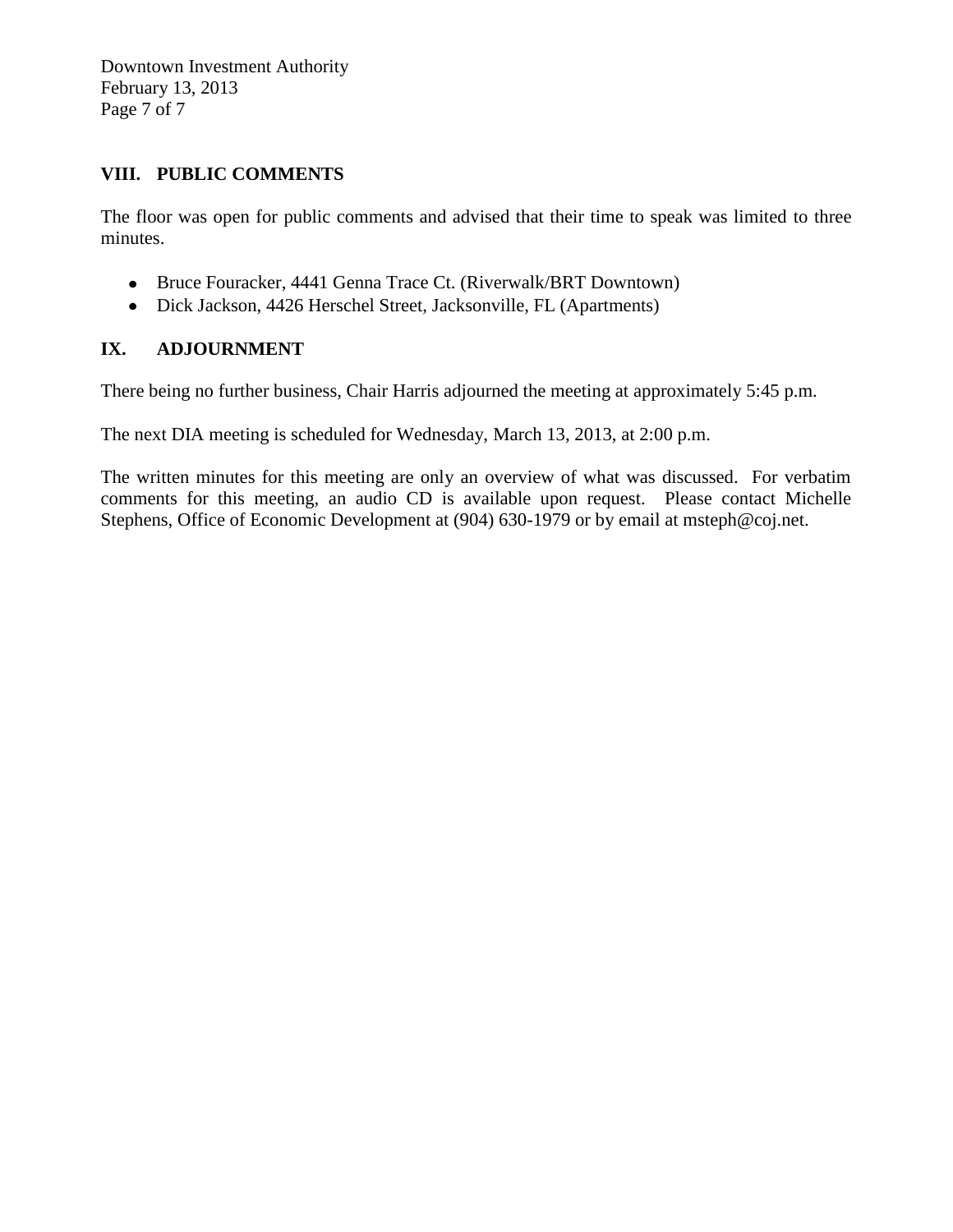## VIII. PUBLIC COMMENTS

The floor was open for public comments and advised that their time to speak was limited to three minutes.

- Bruce Fouracker, 4441 Genna Trace Ct. (Riverwalk/BRT Downtown)
- Dick Jackson, 4426 Herschel Street, Jacksonville, FL (Apartments)

## IX. ADJOURNMENT

There being no further business, Chair Harris adjourned the meeting at approximately 5:45 p.m.

The next DIA meeting is scheduled for Wednesday, March 13, 2013, at 2:00 p.m.

The written minutes for this meeting are only an overview of what was discussed. For verbatim comments for this meeting, an audio CD is available upon request. Please contact Michelle Stephens, Office of Economic Development at (904) 630-1979 or by email at msteph@coj.net.